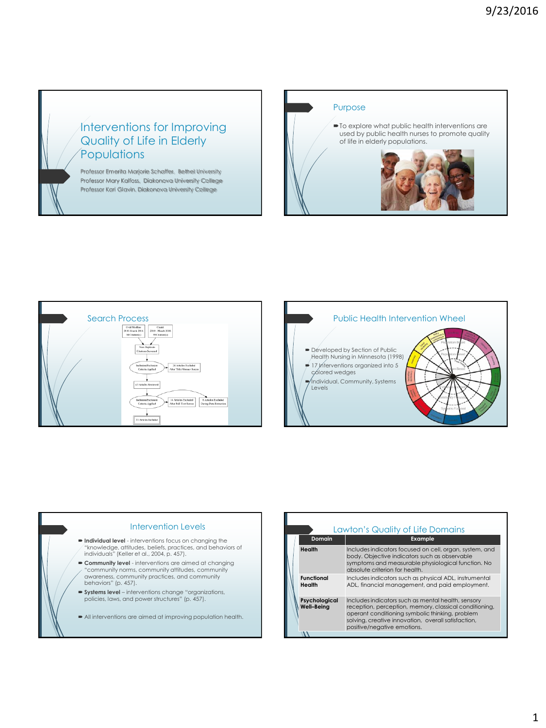# Interventions for Improving Quality of Life in Elderly Populations

Professor Emerita Marjorie Schaffer, Bethel University
Professor Mary Kalfoss, Diakonova University College
Professor Kari Glavin, Diakonova University College

## Purpose

- To explore what public health interventions are used by public health nurses to promote quality of life in elderly populations.

## Search Process

Ovid Medline 2010–March 2016 34 Citation(s)

Cinahl 2010 – March 2016 55 Citation(s)

Non-Duplicate Citations Screened

Inclusion/Exclusion Criteria Applied → 24 Articles Excluded After Title/Abstract Screen

43 Articles Retrieved

Inclusion/Exclusion Criteria Applied → 14 Articles Excluded After Full Text Screen → 6 Articles Excluded During Data Extraction

23 Articles Included

## Public Health Intervention Wheel

- Developed by Section of Public Health Nursing in Minnesota (1998)
- 17 Interventions organized into 5 colored wedges
- Individual, Community, Systems Levels

## Intervention Levels

- **Individual level** - interventions focus on changing the "knowledge, attitudes, beliefs, practices, and behaviors of individuals" (Keller et al., 2004, p. 457).
- **Community level** - interventions are aimed at changing "community norms, community attitudes, community awareness, community practices, and community behaviors" (p. 457).
- **Systems level** – interventions change "organizations, policies, laws, and power structures" (p. 457).
- All interventions are aimed at improving population health.

## Lawton's Quality of Life Domains

| Domain | Example |
|---|---|
| **Health** | Includes indicators focused on cell, organ, system, and body. Objective indicators such as observable symptoms and measurable physiological function. No absolute criterion for health. |
| **Functional Health** | Includes indicators such as physical ADL, instrumental ADL, financial management, and paid employment. |
| **Psychological Well–Being** | Includes indicators such as mental health, sensory reception, perception, memory, classical conditioning, operant conditioning symbolic thinking, problem solving, creative innovation, overall satisfaction, positive/negative emotions. |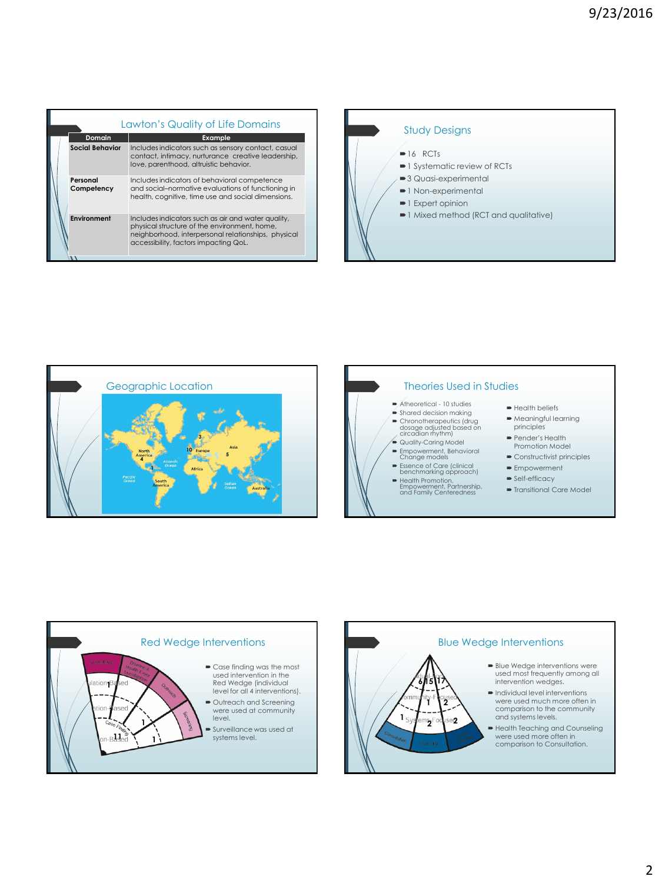## Lawton's Quality of Life Domains

| Domain | Example |
|---|---|
| **Social Behavior** | Includes indicators such as sensory contact, casual contact, intimacy, nurturance creative leadership, love, parenthood, altruistic behavior. |
| **Personal Competency** | Includes indicators of behavioral competence and social–normative evaluations of functioning in health, cognitive, time use and social dimensions. |
| **Environment** | Includes indicators such as air and water quality, physical structure of the environment, home, neighborhood, interpersonal relationships, physical accessibility, factors impacting QoL. |

## Study Designs

- 16 RCTs
- 1 Systematic review of RCTs
- 3 Quasi-experimental
- 1 Non-experimental
- 1 Expert opinion
- 1 Mixed method (RCT and qualitative)

## Geographic Location

North America 4
Europe 10
Asia 5
3
1

## Theories Used in Studies

- Atheoretical - 10 studies
- Shared decision making
- Chronotherapeutics (drug dosage adjusted based on circadian rhythm)
- Quality-Caring Model
- Empowerment, Behavioral Change models
- Essence of Care (clinical benchmarking approach)
- Health Promotion, Empowerment, Partnership, and Family Centeredness
- Health beliefs
- Meaningful learning principles
- Pender's Health Promotion Model
- Constructivist principles
- Empowerment
- Self-efficacy
- Transitional Care Model

## Red Wedge Interventions

- Case finding was the most used intervention in the Red Wedge (individual level for all 4 interventions).
- Outreach and Screening were used at community level.
- Surveillance was used at systems level.

## Blue Wedge Interventions

- Blue Wedge interventions were used most frequently among all intervention wedges.
- Individual level interventions were used much more often in comparison to the community and systems levels.
- Health Teaching and Counseling were used more often in comparison to Consultation.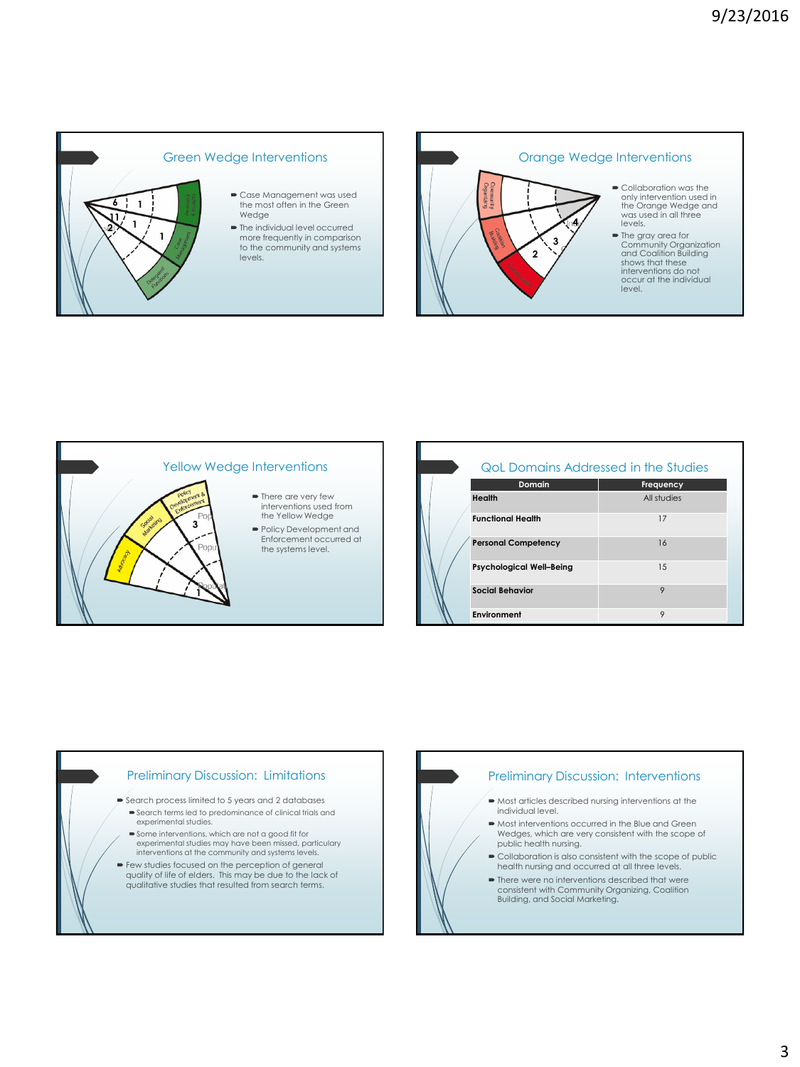## Green Wedge Interventions

- Case Management was used the most often in the Green Wedge
- The individual level occurred more frequently in comparison to the community and systems levels.

## Orange Wedge Interventions

- Collaboration was the only intervention used in the Orange Wedge and was used in all three levels.
- The gray area for Community Organization and Coalition Building shows that these interventions do not occur at the individual level.

## Yellow Wedge Interventions

- There are very few interventions used from the Yellow Wedge
- Policy Development and Enforcement occurred at the systems level.

## QoL Domains Addressed in the Studies

| Domain | Frequency |
|---|---|
| **Health** | All studies |
| **Functional Health** | 17 |
| **Personal Competency** | 16 |
| **Psychological Well–Being** | 15 |
| **Social Behavior** | 9 |
| **Environment** | 9 |

## Preliminary Discussion: Limitations

- Search process limited to 5 years and 2 databases
  - Search terms led to predominance of clinical trials and experimental studies.
  - Some interventions, which are not a good fit for experimental studies may have been missed, particulary interventions at the community and systems levels.
- Few studies focused on the perception of general quality of life of elders. This may be due to the lack of qualitative studies that resulted from search terms.

## Preliminary Discussion: Interventions

- Most articles described nursing interventions at the individual level.
- Most interventions occurred in the Blue and Green Wedges, which are very consistent with the scope of public health nursing.
- Collaboration is also consistent with the scope of public health nursing and occurred at all three levels.
- There were no interventions described that were consistent with Community Organizing, Coalition Building, and Social Marketing.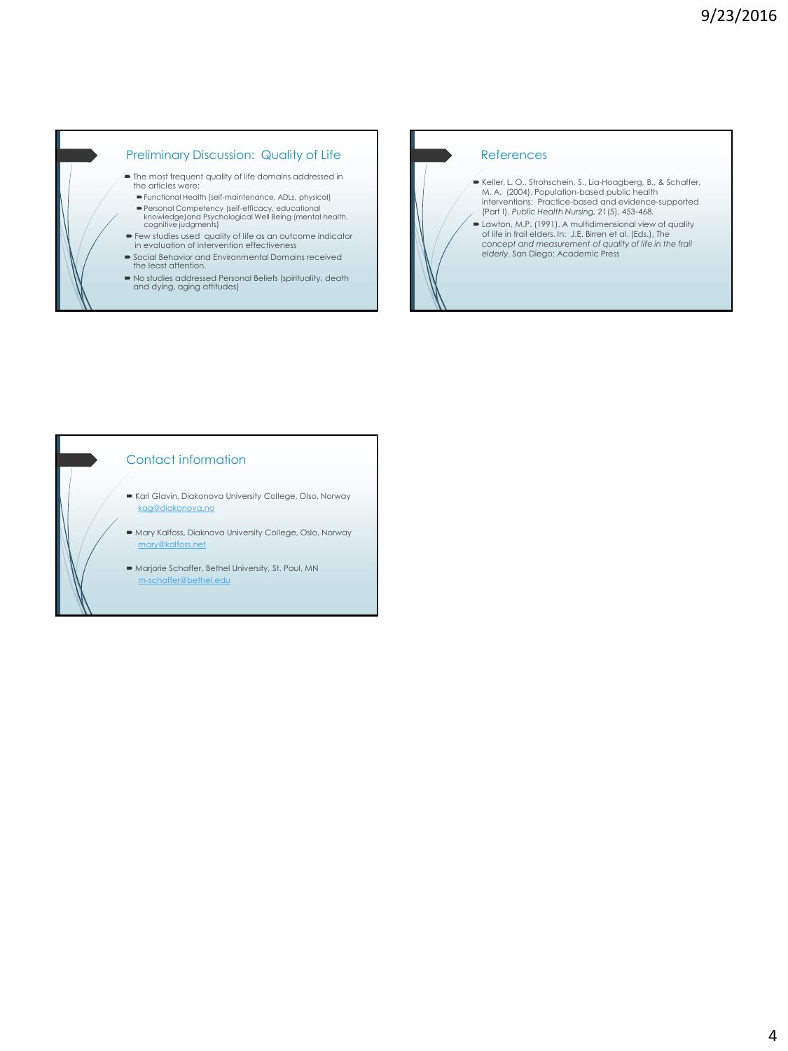## Preliminary Discussion: Quality of Life

- The most frequent quality of life domains addressed in the articles were:
  - Functional Health (self-maintenance, ADLs, physical)
  - Personal Competency (self-efficacy, educational knowledge)and Psychological Well Being (mental health, cognitive judgments)
- Few studies used quality of life as an outcome indicator in evaluation of intervention effectiveness
- Social Behavior and Environmental Domains received the least attention.
- No studies addressed Personal Beliefs (spirituality, death and dying, aging attitudes)

## References

- Keller, L. O., Strohschein, S., Lia-Hoagberg, B., & Schaffer, M. A. (2004). Population-based public health interventions: Practice-based and evidence-supported (Part I). *Public Health Nursing, 21*(5), 453-468.
- Lawton, M.P. (1991). A multidimensional view of quality of life in frail elders. In: J.E. Birren et al. (Eds.), *The concept and measurement of quality of life in the frail elderly.* San Diego: Academic Press

## Contact information

- Kari Glavin, Diakonova University College, Olso, Norway
  kag@diakonova.no
- Mary Kalfoss, Diaknova University College, Oslo, Norway
  mary@kalfoss.net
- Marjorie Schaffer, Bethel University, St. Paul, MN
  m-schaffer@bethel.edu